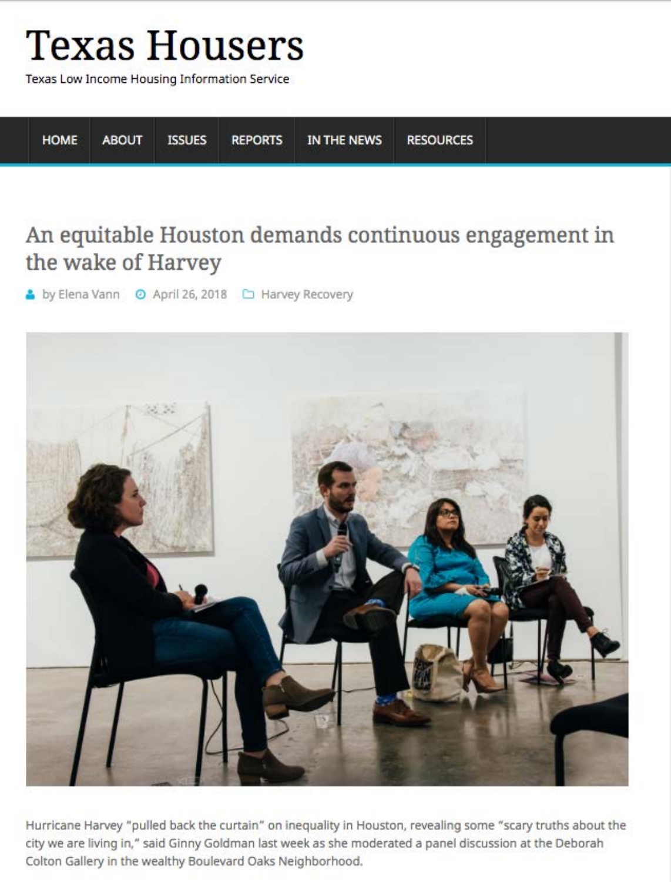# Texas Housers

Texas Low Income Housing Information Service

HOME ABOUT ISSUES REPORTS IN THE NEWS RESOURCES

## An equitable Houston demands continuous engagement in the wake of Harvey

by Elena Vann April 26, 2018 Harvey Recovery

Hurricane Harvey "pulled back the curtain" on inequality in Houston, revealing some "scary truths about the city we are living in," said Ginny Goldman last week as she moderated a panel discussion at the Deborah Colton Gallery in the wealthy Boulevard Oaks Neighborhood.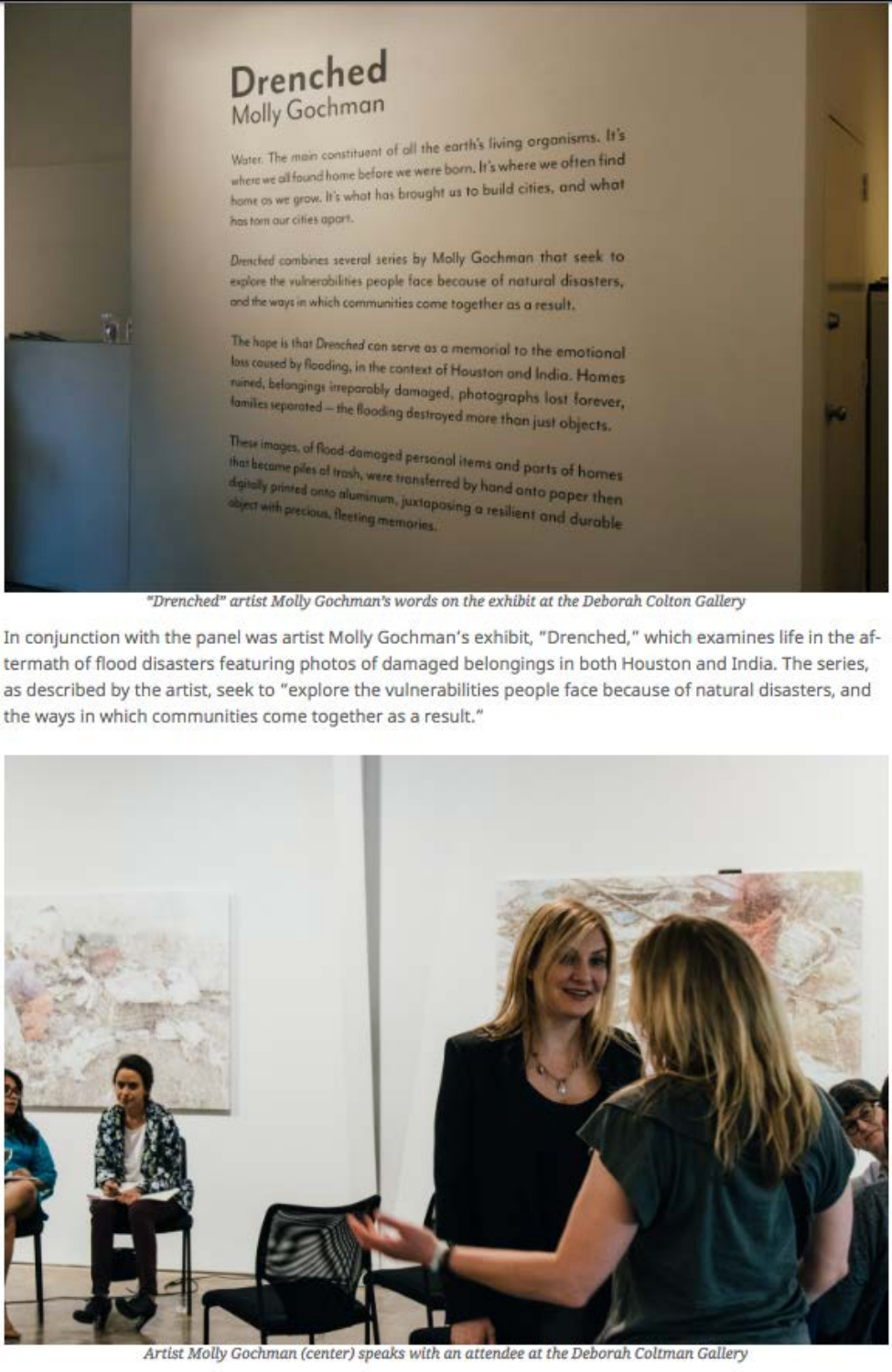"Drenched" artist Molly Gochman's words on the exhibit at the Deborah Colton Gallery

In conjunction with the panel was artist Molly Gochman's exhibit, "Drenched," which examines life in the aftermath of flood disasters featuring photos of damaged belongings in both Houston and India. The series, as described by the artist, seek to "explore the vulnerabilities people face because of natural disasters, and the ways in which communities come together as a result."

Artist Molly Gochman (center) speaks with an attendee at the Deborah Coltman Gallery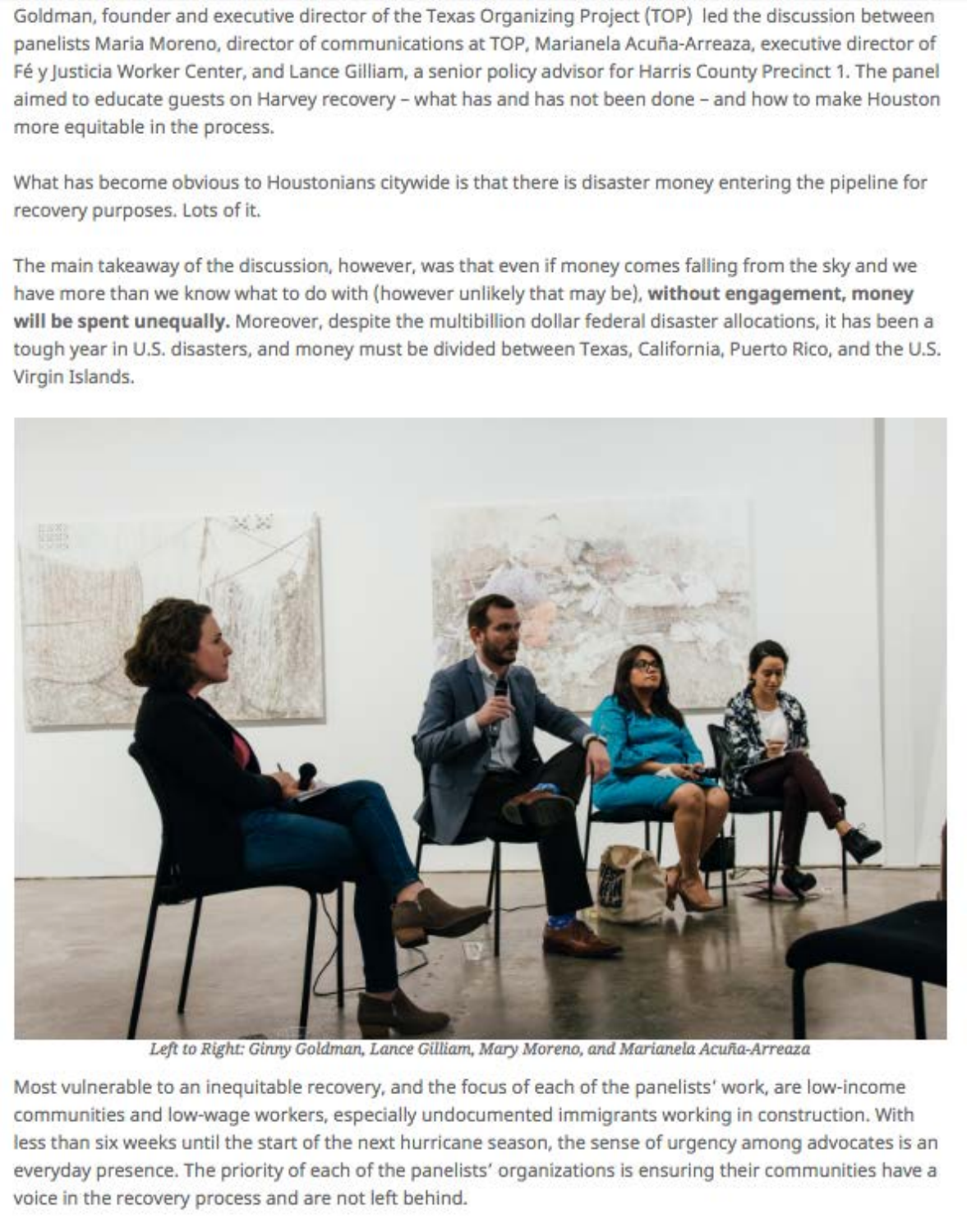Goldman, founder and executive director of the Texas Organizing Project (TOP) led the discussion between panelists Maria Moreno, director of communications at TOP, Marianela Acuña-Arreaza, executive director of Fé y Justicia Worker Center, and Lance Gilliam, a senior policy advisor for Harris County Precinct 1. The panel aimed to educate guests on Harvey recovery – what has and has not been done – and how to make Houston more equitable in the process.

What has become obvious to Houstonians citywide is that there is disaster money entering the pipeline for recovery purposes. Lots of it.

The main takeaway of the discussion, however, was that even if money comes falling from the sky and we have more than we know what to do with (however unlikely that may be), **without engagement, money will be spent unequally.** Moreover, despite the multibillion dollar federal disaster allocations, it has been a tough year in U.S. disasters, and money must be divided between Texas, California, Puerto Rico, and the U.S. Virgin Islands.

*Left to Right: Ginny Goldman, Lance Gilliam, Mary Moreno, and Marianela Acuña-Arreaza*

Most vulnerable to an inequitable recovery, and the focus of each of the panelists' work, are low-income communities and low-wage workers, especially undocumented immigrants working in construction. With less than six weeks until the start of the next hurricane season, the sense of urgency among advocates is an everyday presence. The priority of each of the panelists' organizations is ensuring their communities have a voice in the recovery process and are not left behind.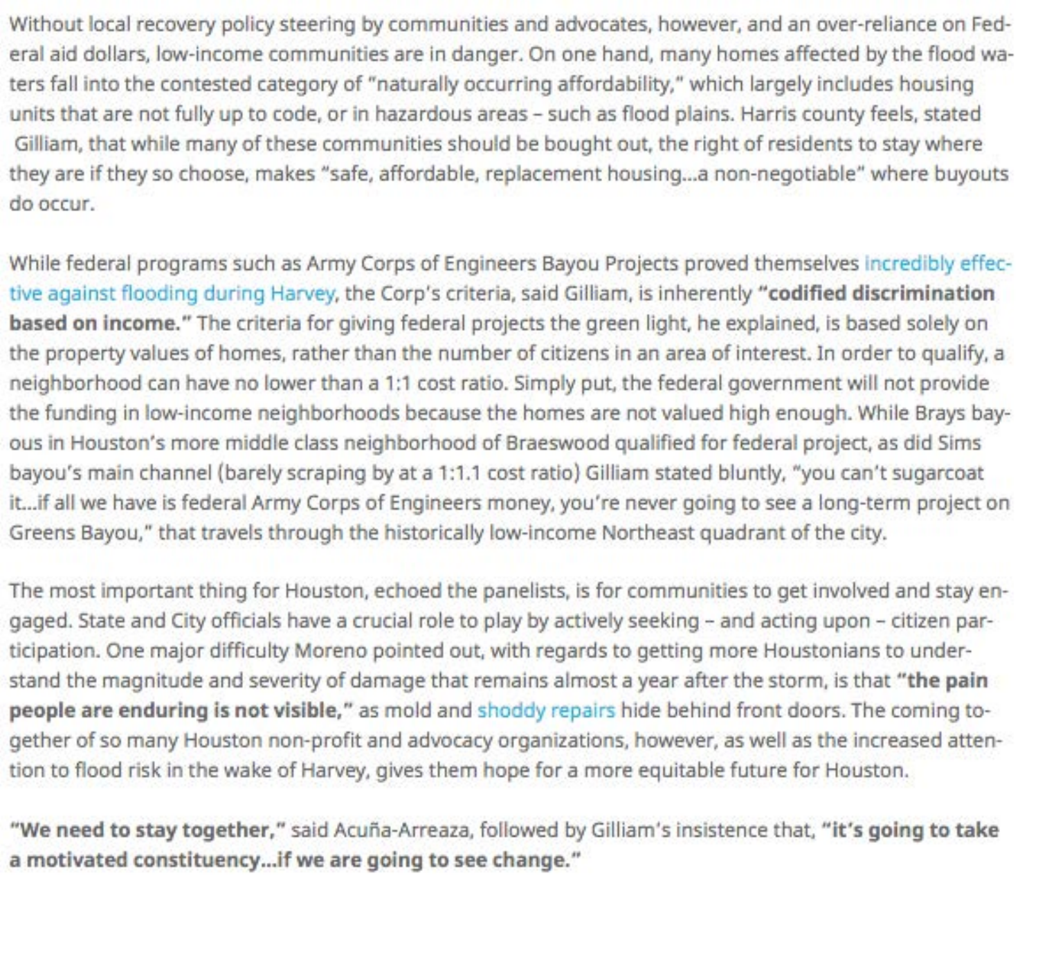Without local recovery policy steering by communities and advocates, however, and an over-reliance on Federal aid dollars, low-income communities are in danger. On one hand, many homes affected by the flood waters fall into the contested category of "naturally occurring affordability," which largely includes housing units that are not fully up to code, or in hazardous areas – such as flood plains. Harris county feels, stated Gilliam, that while many of these communities should be bought out, the right of residents to stay where they are if they so choose, makes "safe, affordable, replacement housing...a non-negotiable" where buyouts do occur.

While federal programs such as Army Corps of Engineers Bayou Projects proved themselves incredibly effective against flooding during Harvey, the Corp's criteria, said Gilliam, is inherently **"codified discrimination based on income."** The criteria for giving federal projects the green light, he explained, is based solely on the property values of homes, rather than the number of citizens in an area of interest. In order to qualify, a neighborhood can have no lower than a 1:1 cost ratio. Simply put, the federal government will not provide the funding in low-income neighborhoods because the homes are not valued high enough. While Brays bayous in Houston's more middle class neighborhood of Braeswood qualified for federal project, as did Sims bayou's main channel (barely scraping by at a 1:1.1 cost ratio) Gilliam stated bluntly, "you can't sugarcoat it...if all we have is federal Army Corps of Engineers money, you're never going to see a long-term project on Greens Bayou," that travels through the historically low-income Northeast quadrant of the city.

The most important thing for Houston, echoed the panelists, is for communities to get involved and stay engaged. State and City officials have a crucial role to play by actively seeking – and acting upon – citizen participation. One major difficulty Moreno pointed out, with regards to getting more Houstonians to understand the magnitude and severity of damage that remains almost a year after the storm, is that **"the pain people are enduring is not visible,"** as mold and shoddy repairs hide behind front doors. The coming together of so many Houston non-profit and advocacy organizations, however, as well as the increased attention to flood risk in the wake of Harvey, gives them hope for a more equitable future for Houston.

**"We need to stay together,"** said Acuña-Arreaza, followed by Gilliam's insistence that, **"it's going to take a motivated constituency...if we are going to see change."**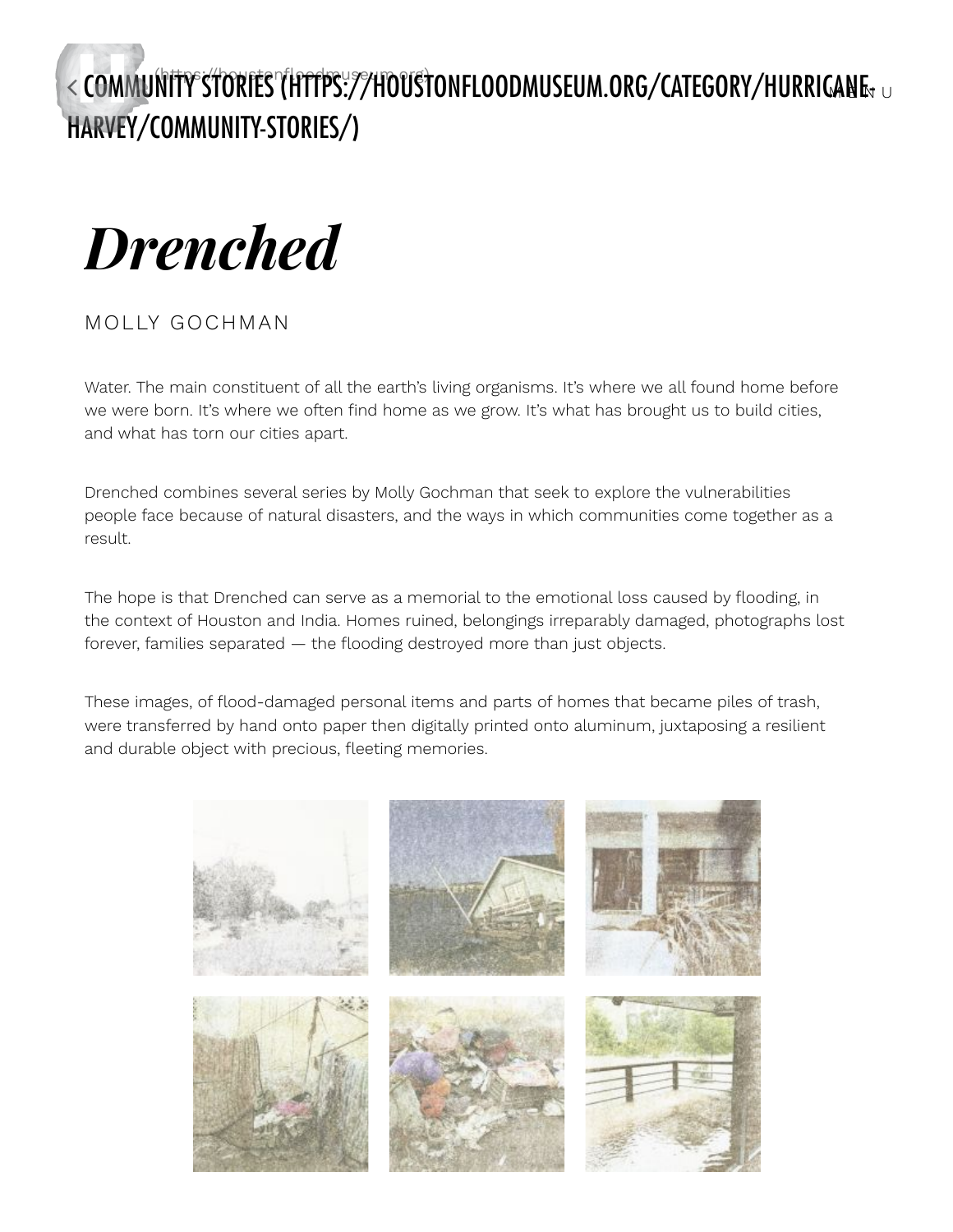< COMMUNITY STORIES (HTTPS://HOUSTONFLOODMUSEUM.ORG/CATEGORY/HURRICANE-HARVEY/COMMUNITY-STORIES/)

# *Drenched*

MOLLY GOCHMAN

Water. The main constituent of all the earth's living organisms. It's where we all found home before we were born. It's where we often find home as we grow. It's what has brought us to build cities, and what has torn our cities apart.

Drenched combines several series by Molly Gochman that seek to explore the vulnerabilities people face because of natural disasters, and the ways in which communities come together as a result.

The hope is that Drenched can serve as a memorial to the emotional loss caused by flooding, in the context of Houston and India. Homes ruined, belongings irreparably damaged, photographs lost forever, families separated — the flooding destroyed more than just objects.

These images, of flood-damaged personal items and parts of homes that became piles of trash, were transferred by hand onto paper then digitally printed onto aluminum, juxtaposing a resilient and durable object with precious, fleeting memories.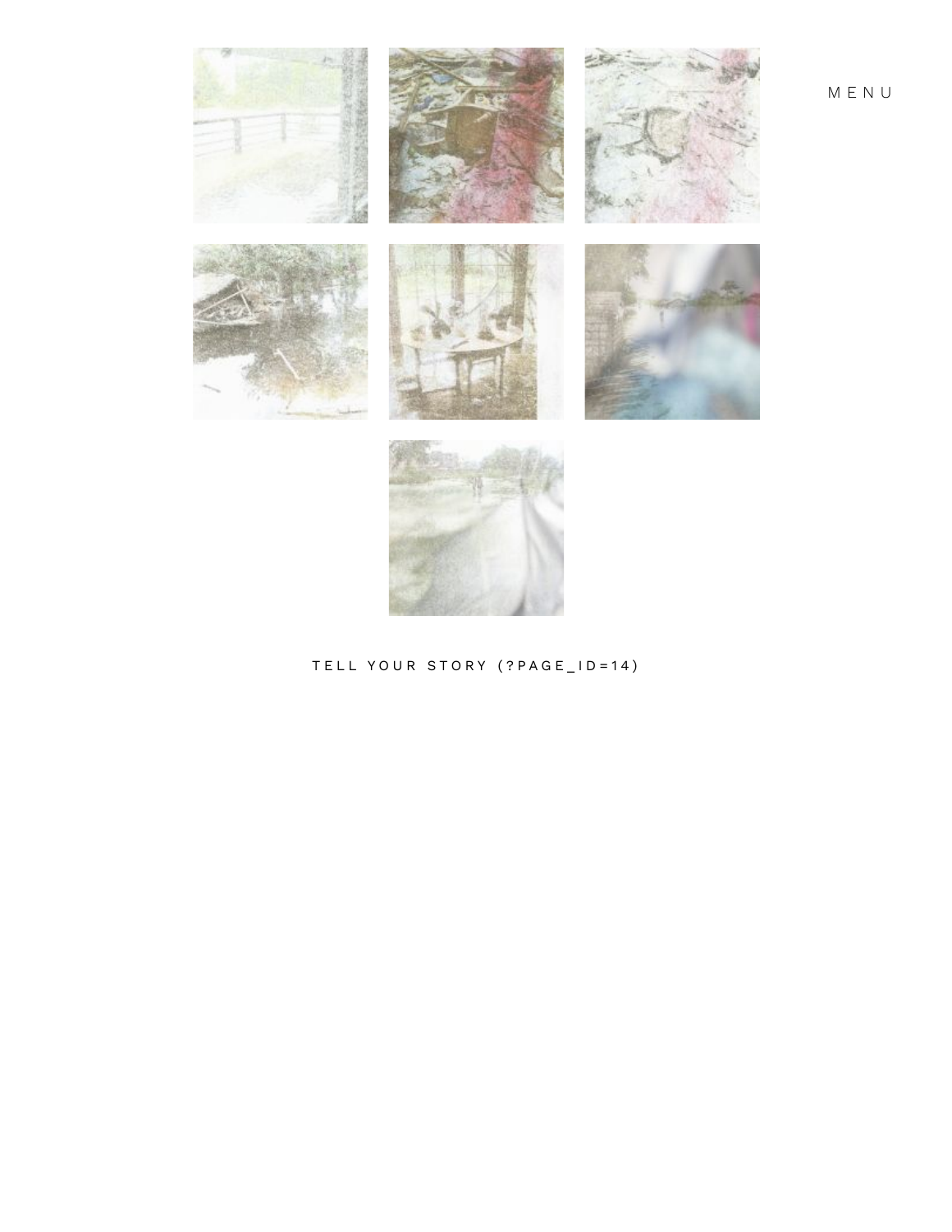MENU

TELL YOUR STORY (?PAGE_ID=14)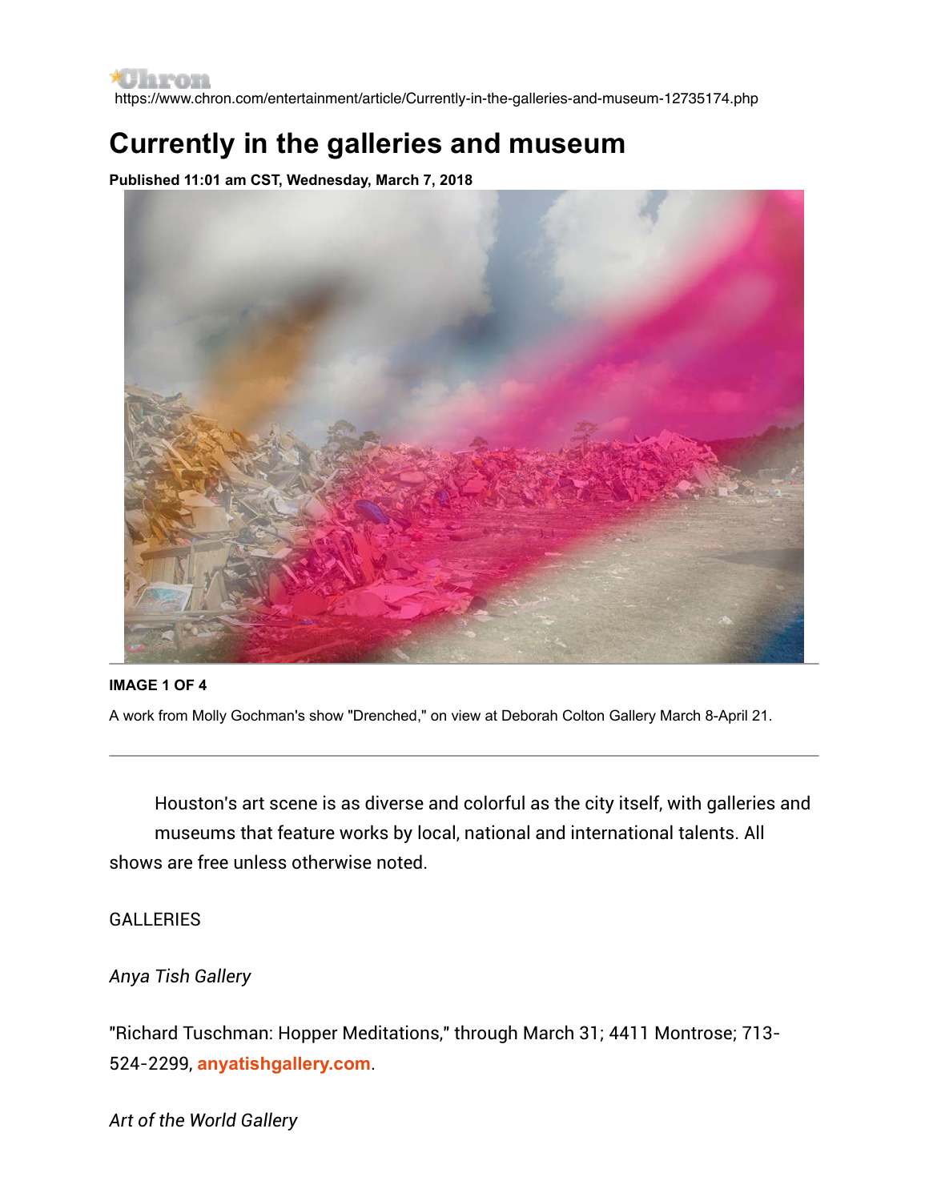https://www.chron.com/entertainment/article/Currently-in-the-galleries-and-museum-12735174.php

# Currently in the galleries and museum

**Published 11:01 am CST, Wednesday, March 7, 2018**

**IMAGE 1 OF 4**

A work from Molly Gochman's show "Drenched," on view at Deborah Colton Gallery March 8-April 21.

Houston's art scene is as diverse and colorful as the city itself, with galleries and museums that feature works by local, national and international talents. All shows are free unless otherwise noted.

GALLERIES

*Anya Tish Gallery*

"Richard Tuschman: Hopper Meditations," through March 31; 4411 Montrose; 713-524-2299, **anyatishgallery.com**.

*Art of the World Gallery*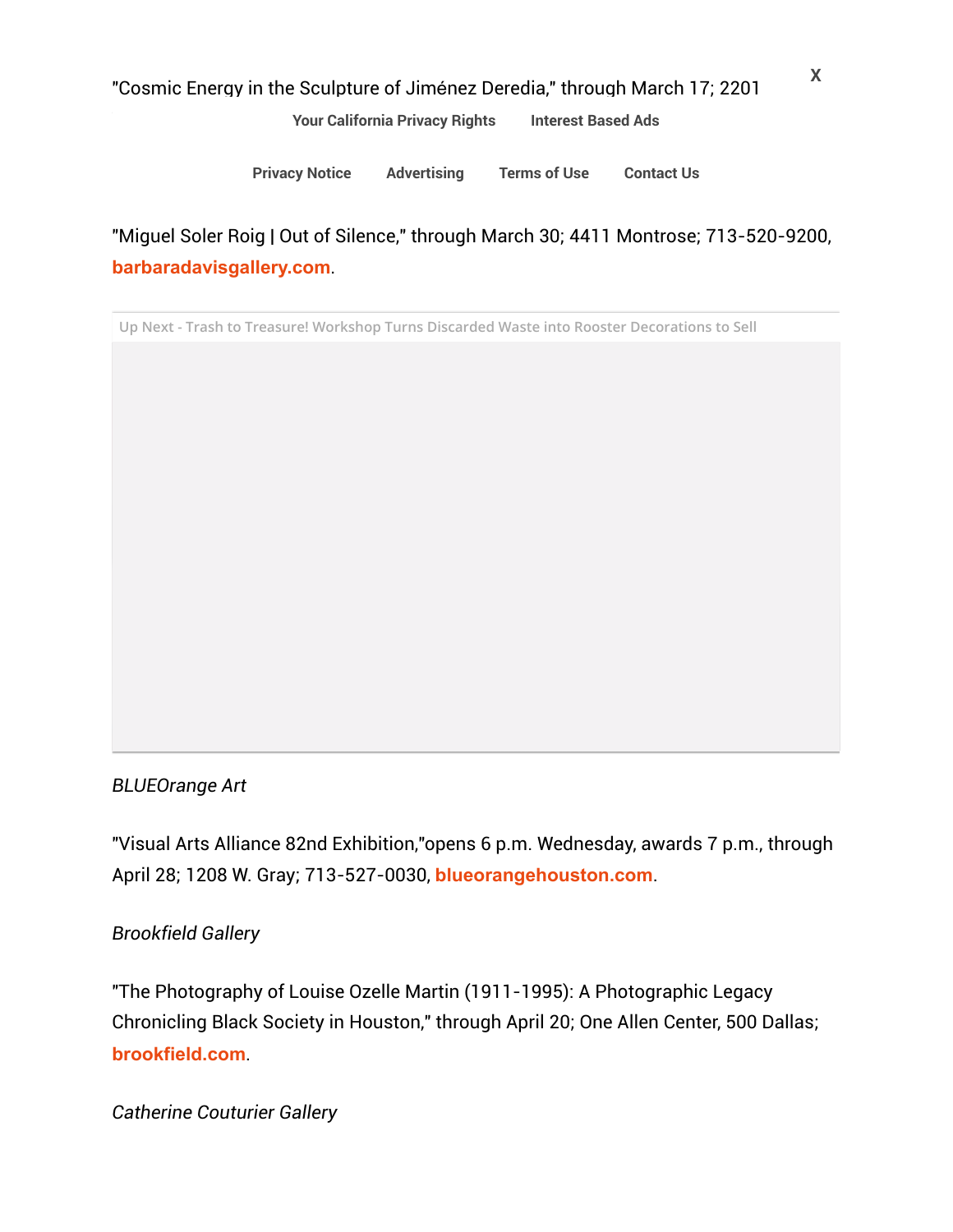"Cosmic Energy in the Sculpture of Jiménez Deredia," through March 17; 2201

"Miguel Soler Roig | Out of Silence," through March 30; 4411 Montrose; 713-520-9200, **barbaradavisgallery.com**.

*BLUEOrange Art*

"Visual Arts Alliance 82nd Exhibition,"opens 6 p.m. Wednesday, awards 7 p.m., through April 28; 1208 W. Gray; 713-527-0030, **blueorangehouston.com**.

*Brookfield Gallery*

"The Photography of Louise Ozelle Martin (1911-1995): A Photographic Legacy Chronicling Black Society in Houston," through April 20; One Allen Center, 500 Dallas; **brookfield.com**.

*Catherine Couturier Gallery*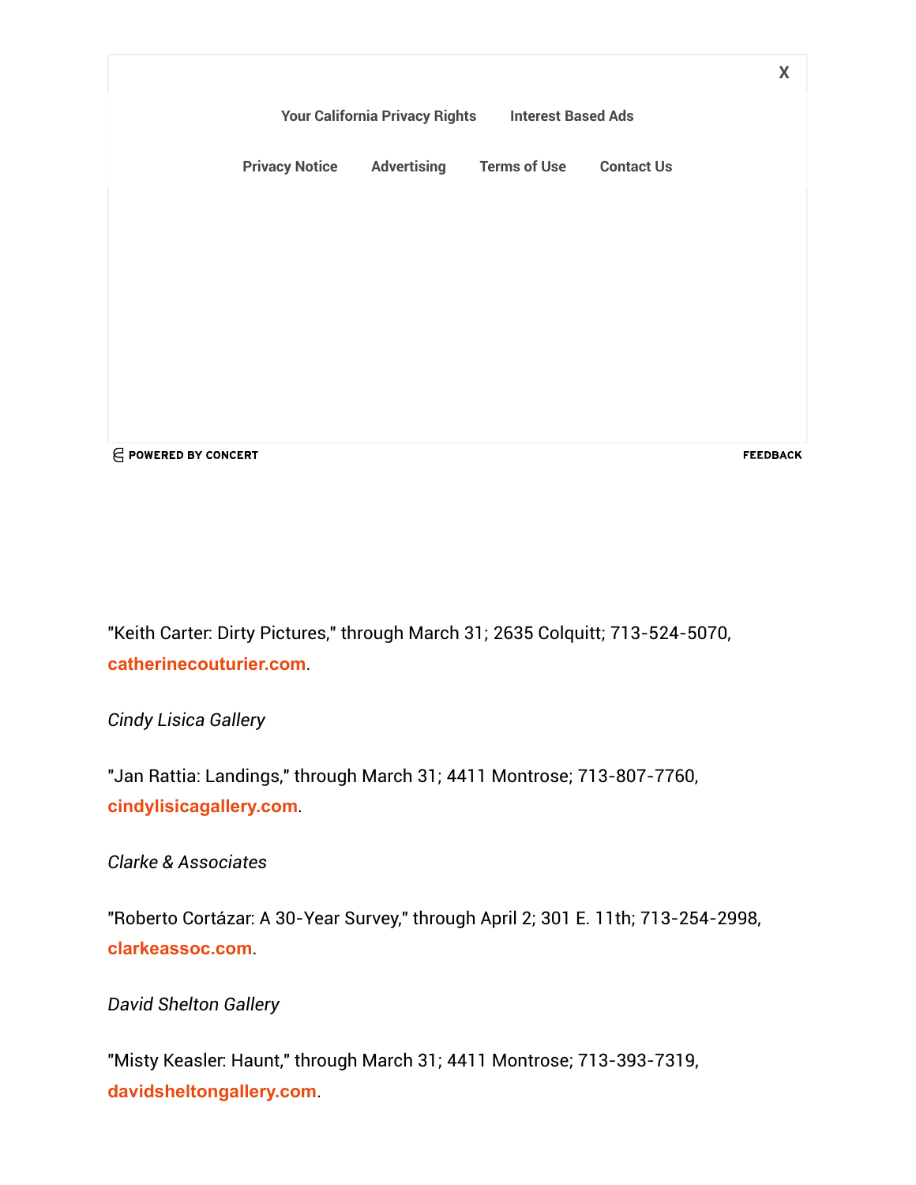"Keith Carter: Dirty Pictures," through March 31; 2635 Colquitt; 713-524-5070, **catherinecouturier.com**.

*Cindy Lisica Gallery*

"Jan Rattia: Landings," through March 31; 4411 Montrose; 713-807-7760, **cindylisicagallery.com**.

*Clarke & Associates*

"Roberto Cortázar: A 30-Year Survey," through April 2; 301 E. 11th; 713-254-2998, **clarkeassoc.com**.

*David Shelton Gallery*

"Misty Keasler: Haunt," through March 31; 4411 Montrose; 713-393-7319, **davidsheltongallery.com**.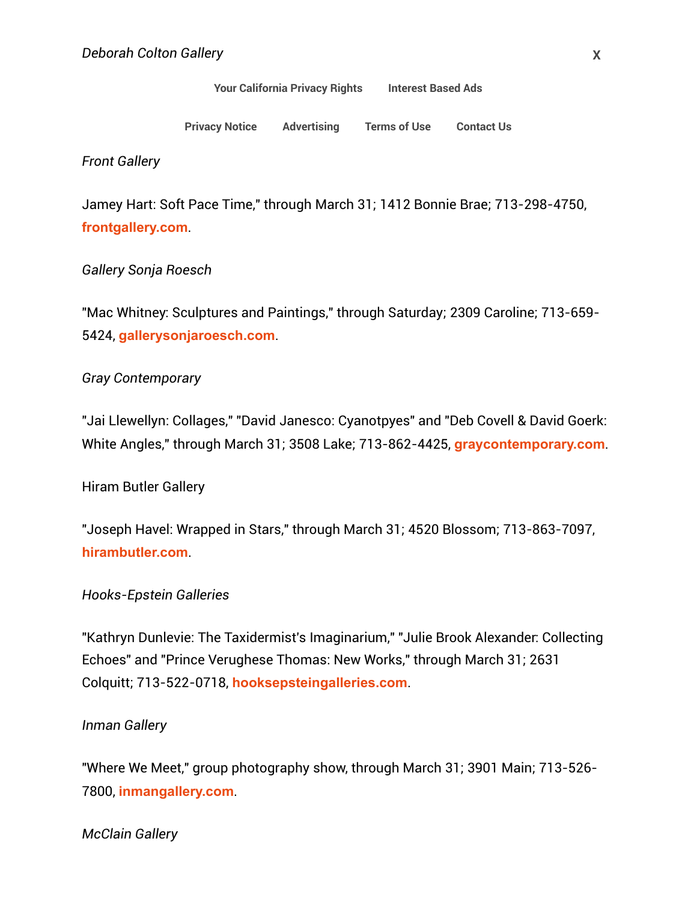*Deborah Colton Gallery*

X

Your California Privacy Rights    Interest Based Ads

Privacy Notice    Advertising    Terms of Use    Contact Us

*Front Gallery*

Jamey Hart: Soft Pace Time," through March 31; 1412 Bonnie Brae; 713-298-4750, **frontgallery.com**.

*Gallery Sonja Roesch*

"Mac Whitney: Sculptures and Paintings," through Saturday; 2309 Caroline; 713-659-5424, **gallerysonjaroesch.com**.

*Gray Contemporary*

"Jai Llewellyn: Collages," "David Janesco: Cyanotpyes" and "Deb Covell & David Goerk: White Angles," through March 31; 3508 Lake; 713-862-4425, **graycontemporary.com**.

Hiram Butler Gallery

"Joseph Havel: Wrapped in Stars," through March 31; 4520 Blossom; 713-863-7097, **hirambutler.com**.

*Hooks-Epstein Galleries*

"Kathryn Dunlevie: The Taxidermist's Imaginarium," "Julie Brook Alexander: Collecting Echoes" and "Prince Verughese Thomas: New Works," through March 31; 2631 Colquitt; 713-522-0718, **hooksepsteingalleries.com**.

*Inman Gallery*

"Where We Meet," group photography show, through March 31; 3901 Main; 713-526-7800, **inmangallery.com**.

*McClain Gallery*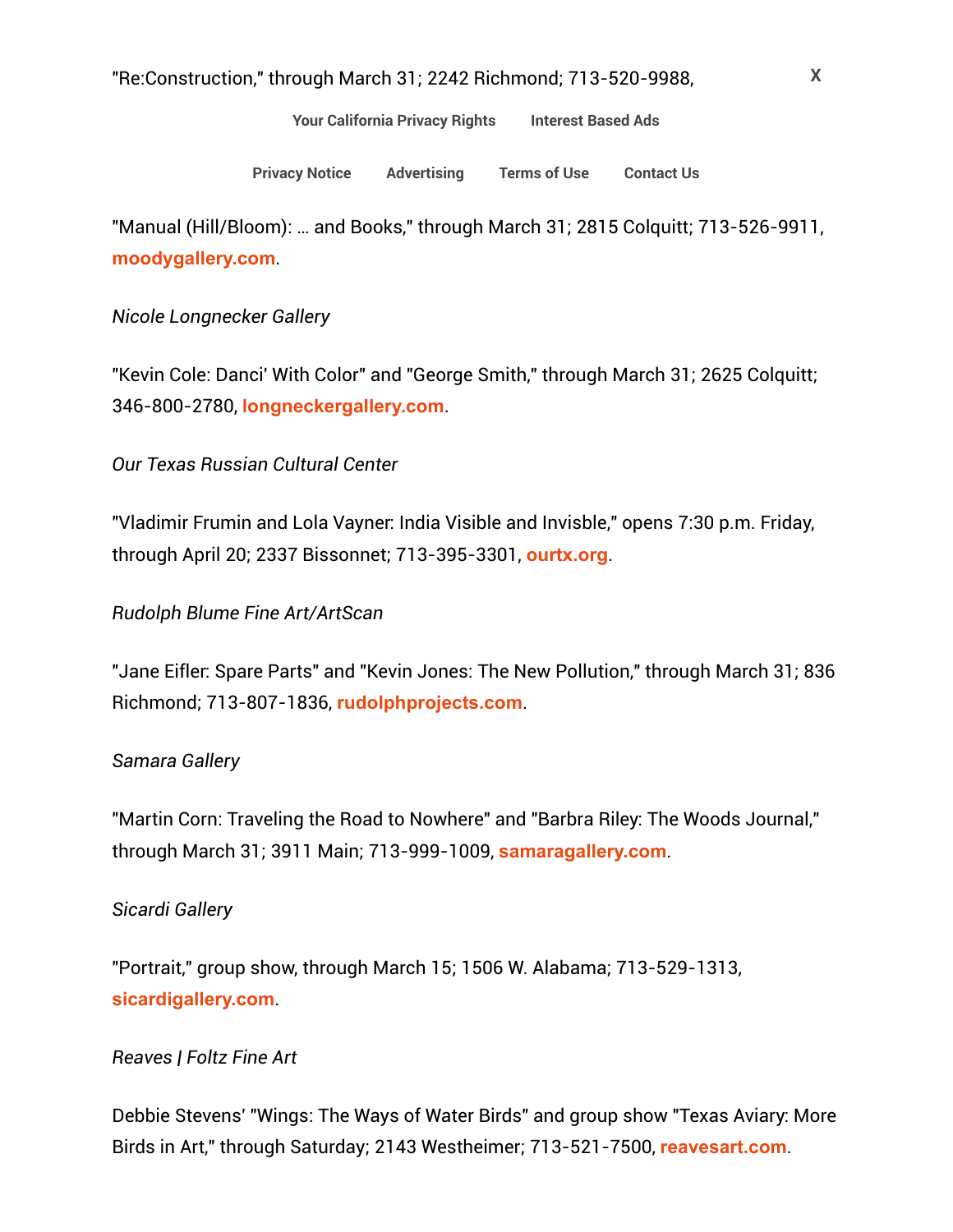"Re:Construction," through March 31; 2242 Richmond; 713-520-9988,

"Manual (Hill/Bloom): ... and Books," through March 31; 2815 Colquitt; 713-526-9911, **moodygallery.com**.

*Nicole Longnecker Gallery*

"Kevin Cole: Danci' With Color" and "George Smith," through March 31; 2625 Colquitt; 346-800-2780, **longneckergallery.com**.

*Our Texas Russian Cultural Center*

"Vladimir Frumin and Lola Vayner: India Visible and Invisble," opens 7:30 p.m. Friday, through April 20; 2337 Bissonnet; 713-395-3301, **ourtx.org**.

*Rudolph Blume Fine Art/ArtScan*

"Jane Eifler: Spare Parts" and "Kevin Jones: The New Pollution," through March 31; 836 Richmond; 713-807-1836, **rudolphprojects.com**.

*Samara Gallery*

"Martin Corn: Traveling the Road to Nowhere" and "Barbra Riley: The Woods Journal," through March 31; 3911 Main; 713-999-1009, **samaragallery.com**.

*Sicardi Gallery*

"Portrait," group show, through March 15; 1506 W. Alabama; 713-529-1313, **sicardigallery.com**.

*Reaves | Foltz Fine Art*

Debbie Stevens' "Wings: The Ways of Water Birds" and group show "Texas Aviary: More Birds in Art," through Saturday; 2143 Westheimer; 713-521-7500, **reavesart.com**.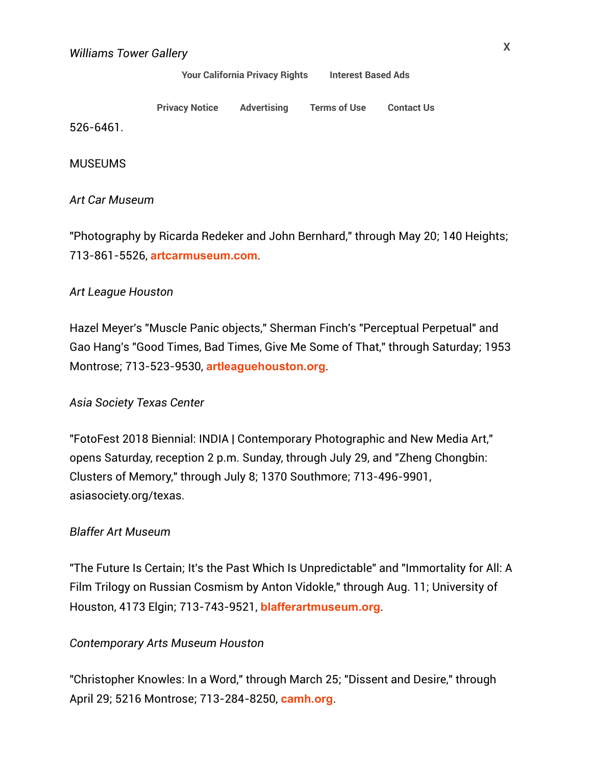*Williams Tower Gallery*

526-6461.

MUSEUMS

*Art Car Museum*

"Photography by Ricarda Redeker and John Bernhard," through May 20; 140 Heights; 713-861-5526, **artcarmuseum.com**.

*Art League Houston*

Hazel Meyer's "Muscle Panic objects," Sherman Finch's "Perceptual Perpetual" and Gao Hang's "Good Times, Bad Times, Give Me Some of That," through Saturday; 1953 Montrose; 713-523-9530, **artleaguehouston.org**.

*Asia Society Texas Center*

"FotoFest 2018 Biennial: INDIA | Contemporary Photographic and New Media Art," opens Saturday, reception 2 p.m. Sunday, through July 29, and "Zheng Chongbin: Clusters of Memory," through July 8; 1370 Southmore; 713-496-9901, asiasociety.org/texas.

*Blaffer Art Museum*

"The Future Is Certain; It's the Past Which Is Unpredictable" and "Immortality for All: A Film Trilogy on Russian Cosmism by Anton Vidokle," through Aug. 11; University of Houston, 4173 Elgin; 713-743-9521, **blafferartmuseum.org**.

*Contemporary Arts Museum Houston*

"Christopher Knowles: In a Word," through March 25; "Dissent and Desire," through April 29; 5216 Montrose; 713-284-8250, **camh.org**.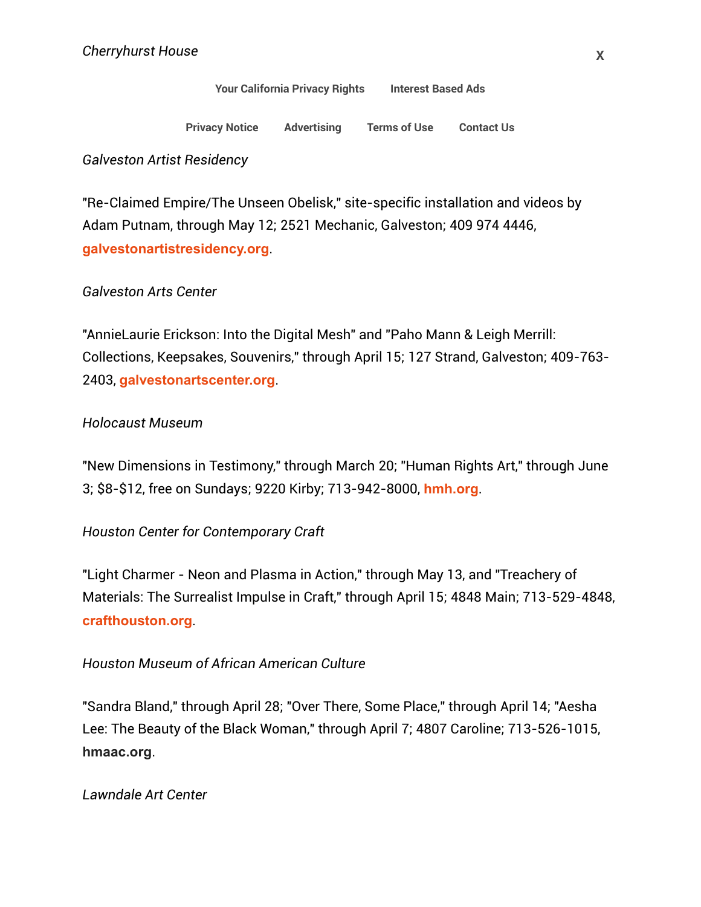*Cherryhurst House*

X

Your California Privacy Rights Interest Based Ads

Privacy Notice Advertising Terms of Use Contact Us

*Galveston Artist Residency*

"Re-Claimed Empire/The Unseen Obelisk," site-specific installation and videos by Adam Putnam, through May 12; 2521 Mechanic, Galveston; 409 974 4446, **galvestonartistresidency.org**.

*Galveston Arts Center*

"AnnieLaurie Erickson: Into the Digital Mesh" and "Paho Mann & Leigh Merrill: Collections, Keepsakes, Souvenirs," through April 15; 127 Strand, Galveston; 409-763-2403, **galvestonartscenter.org**.

*Holocaust Museum*

"New Dimensions in Testimony," through March 20; "Human Rights Art," through June 3; $8-$12, free on Sundays; 9220 Kirby; 713-942-8000, **hmh.org**.

*Houston Center for Contemporary Craft*

"Light Charmer - Neon and Plasma in Action," through May 13, and "Treachery of Materials: The Surrealist Impulse in Craft," through April 15; 4848 Main; 713-529-4848, **crafthouston.org**.

*Houston Museum of African American Culture*

"Sandra Bland," through April 28; "Over There, Some Place," through April 14; "Aesha Lee: The Beauty of the Black Woman," through April 7; 4807 Caroline; 713-526-1015, **hmaac.org**.

*Lawndale Art Center*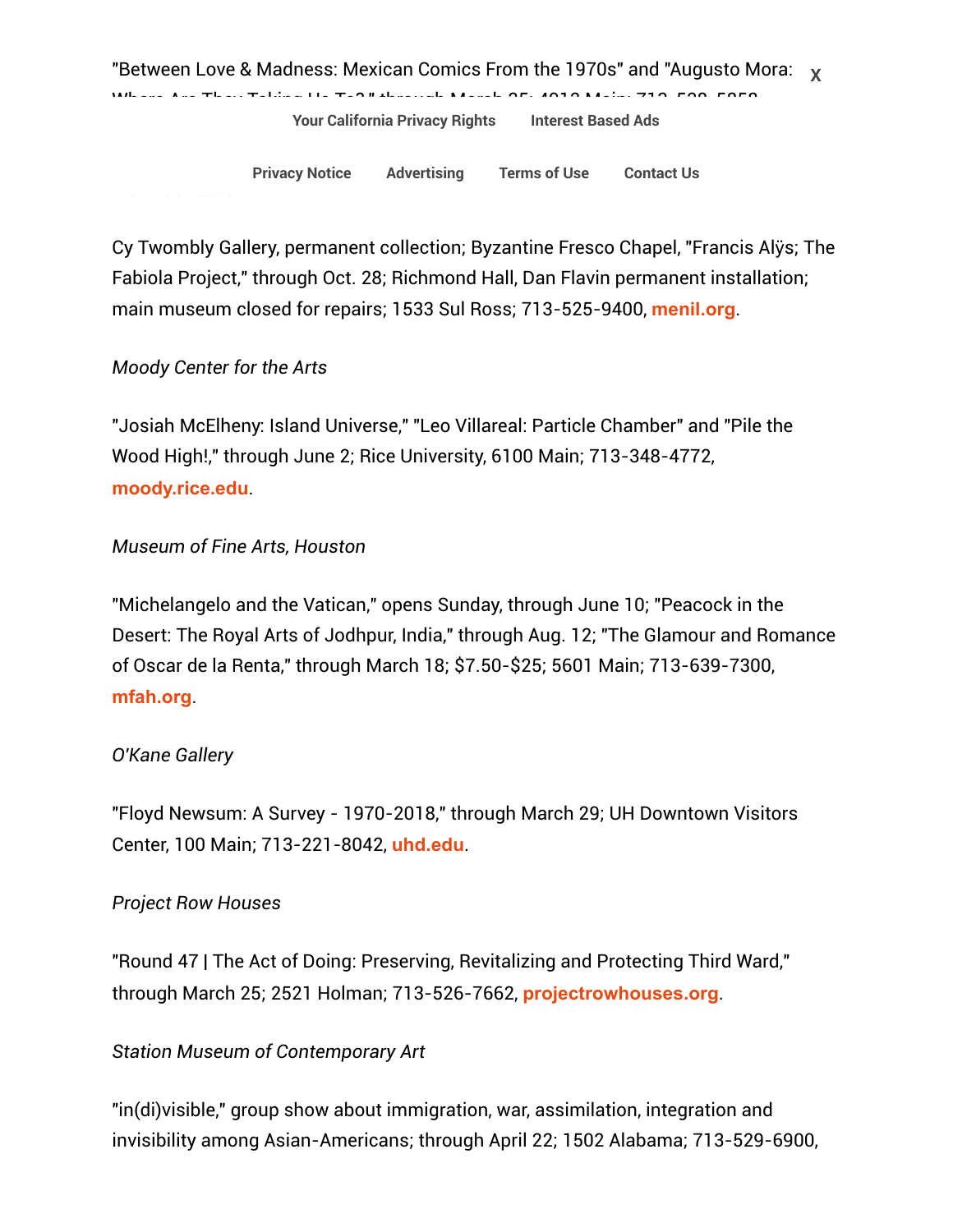Cy Twombly Gallery, permanent collection; Byzantine Fresco Chapel, "Francis Alÿs; The Fabiola Project," through Oct. 28; Richmond Hall, Dan Flavin permanent installation; main museum closed for repairs; 1533 Sul Ross; 713-525-9400, **menil.org**.

*Moody Center for the Arts*

"Josiah McElheny: Island Universe," "Leo Villareal: Particle Chamber" and "Pile the Wood High!," through June 2; Rice University, 6100 Main; 713-348-4772, **moody.rice.edu**.

*Museum of Fine Arts, Houston*

"Michelangelo and the Vatican," opens Sunday, through June 10; "Peacock in the Desert: The Royal Arts of Jodhpur, India," through Aug. 12; "The Glamour and Romance of Oscar de la Renta," through March 18; $7.50-$25; 5601 Main; 713-639-7300, **mfah.org**.

*O'Kane Gallery*

"Floyd Newsum: A Survey - 1970-2018," through March 29; UH Downtown Visitors Center, 100 Main; 713-221-8042, **uhd.edu**.

*Project Row Houses*

"Round 47 | The Act of Doing: Preserving, Revitalizing and Protecting Third Ward," through March 25; 2521 Holman; 713-526-7662, **projectrowhouses.org**.

*Station Museum of Contemporary Art*

"in(di)visible," group show about immigration, war, assimilation, integration and invisibility among Asian-Americans; through April 22; 1502 Alabama; 713-529-6900,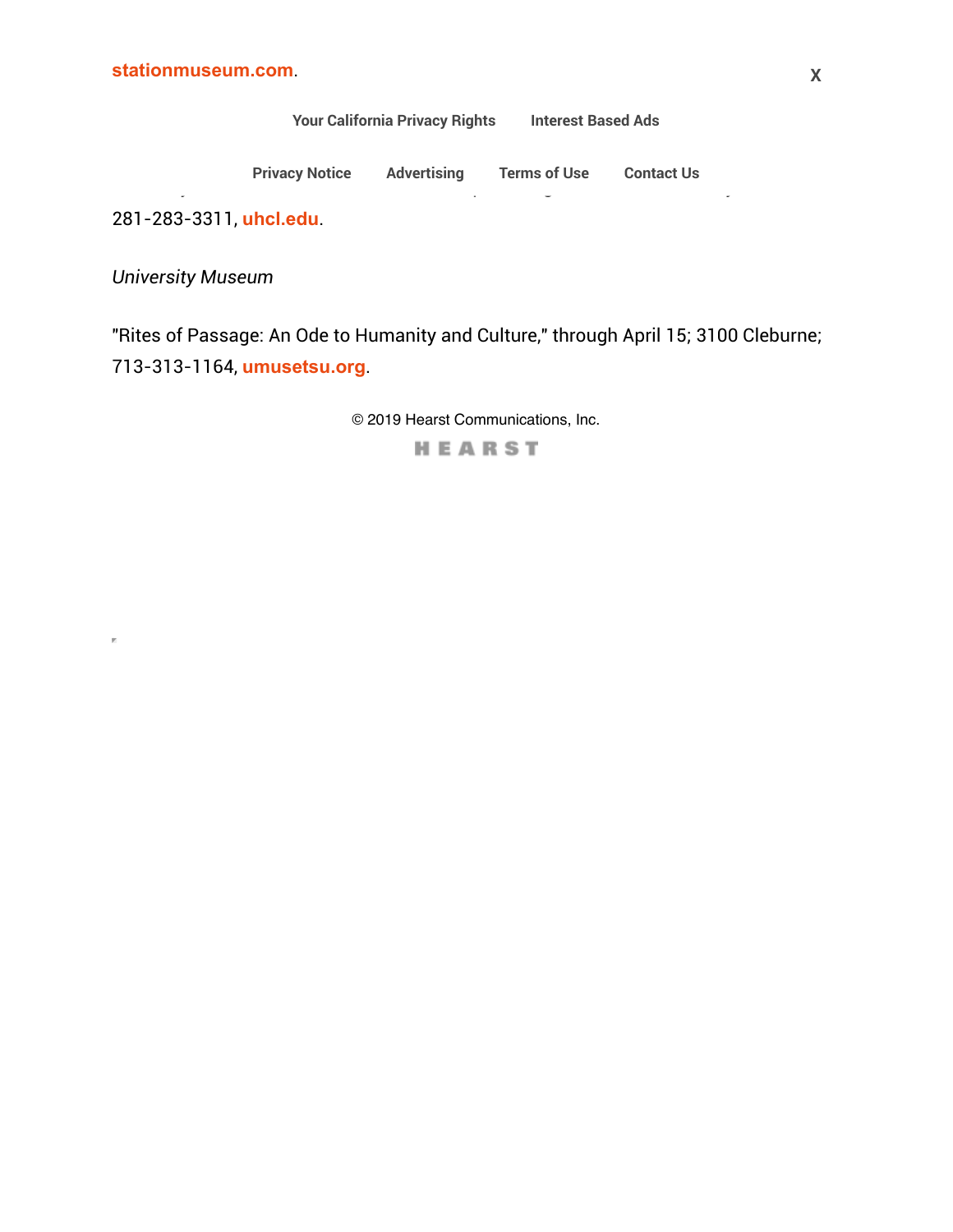stationmuseum.com.

281-283-3311, uhcl.edu.

*University Museum*

"Rites of Passage: An Ode to Humanity and Culture," through April 15; 3100 Cleburne; 713-313-1164, umusetsu.org.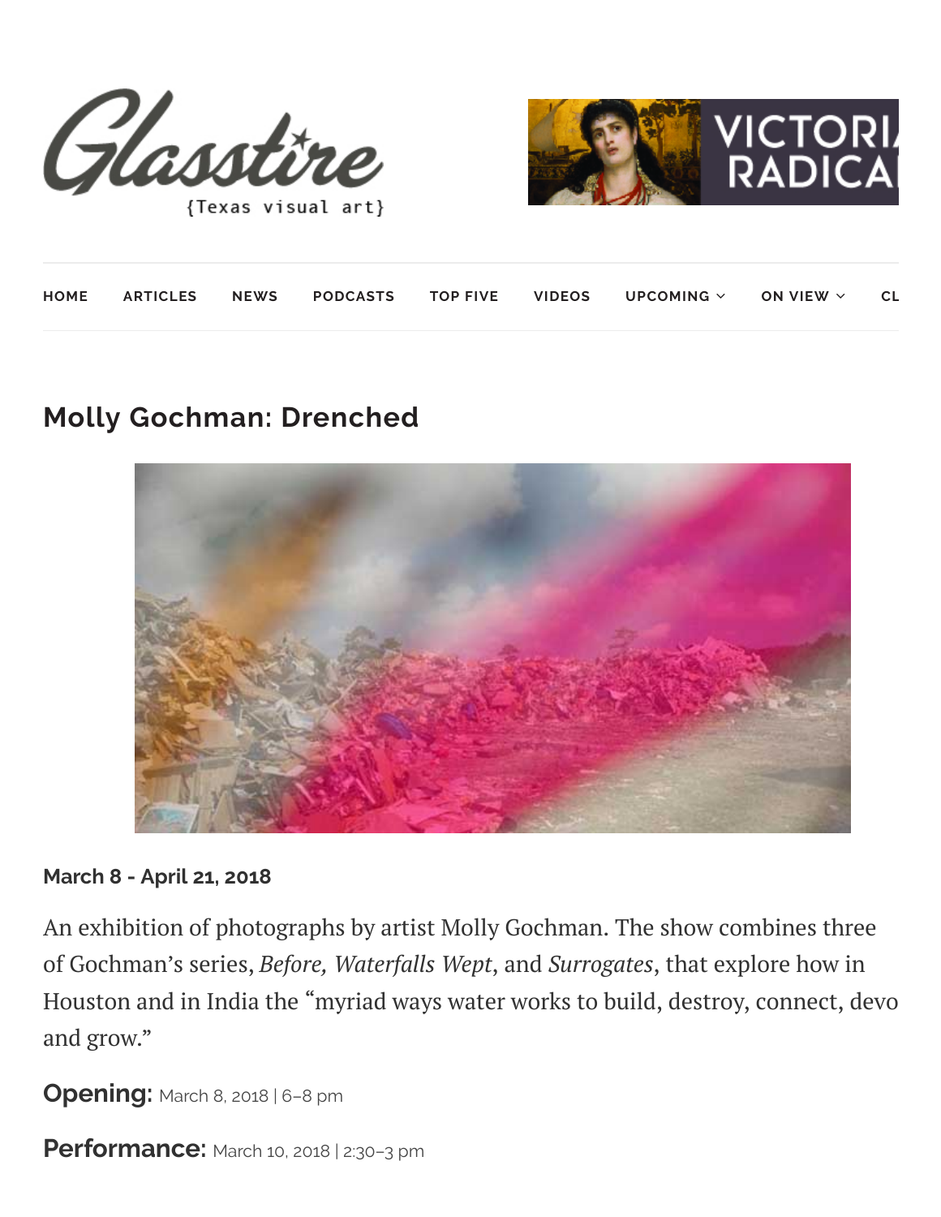Glasstire {Texas visual art}

HOME ARTICLES NEWS PODCASTS TOP FIVE VIDEOS UPCOMING ON VIEW CL

## Molly Gochman: Drenched

**March 8 - April 21, 2018**

An exhibition of photographs by artist Molly Gochman. The show combines three of Gochman's series, *Before, Waterfalls Wept*, and *Surrogates*, that explore how in Houston and in India the "myriad ways water works to build, destroy, connect, devo and grow."

**Opening:** March 8, 2018 | 6–8 pm

**Performance:** March 10, 2018 | 2:30–3 pm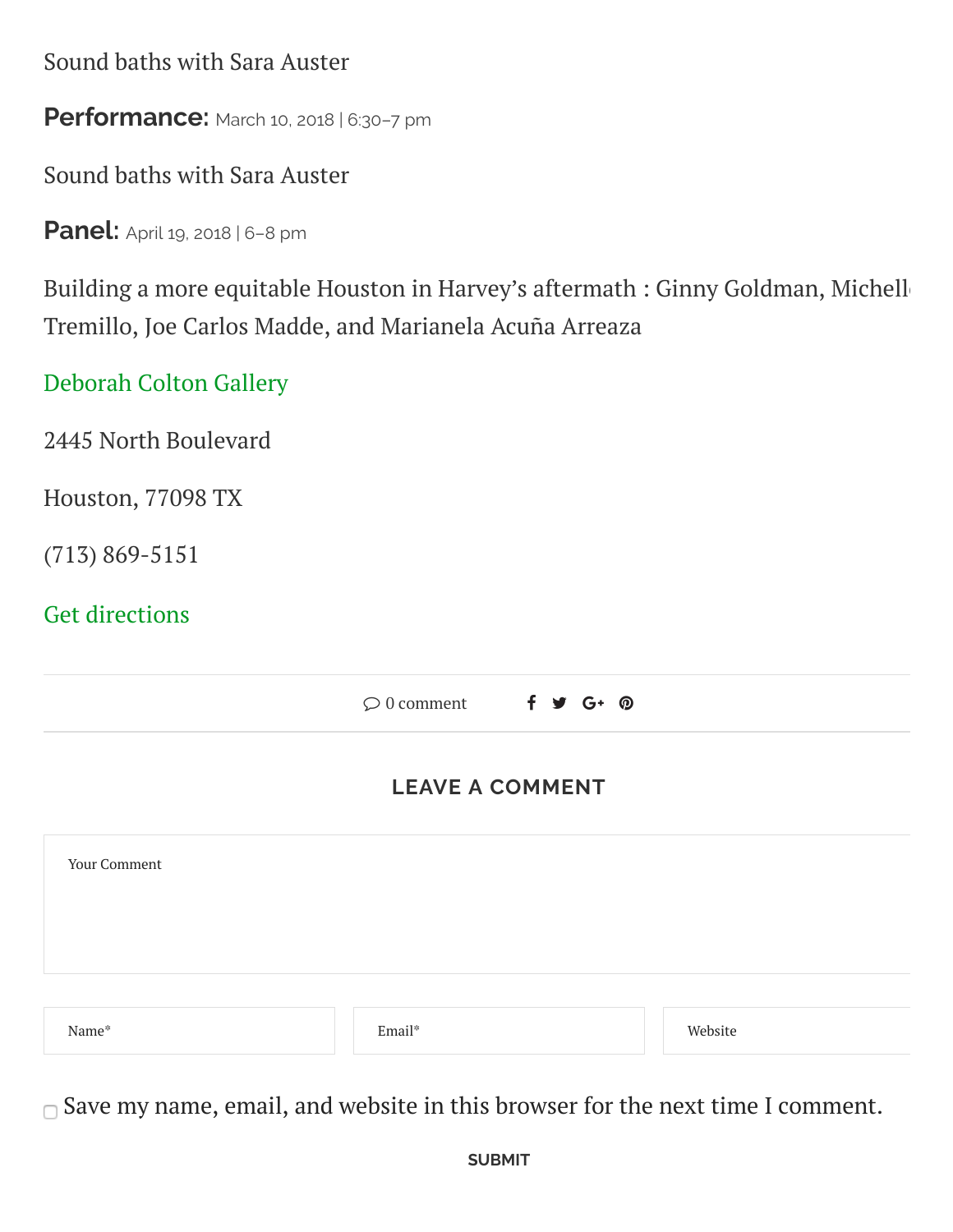Sound baths with Sara Auster

**Performance:** March 10, 2018 | 6:30–7 pm

Sound baths with Sara Auster

**Panel:** April 19, 2018 | 6–8 pm

Building a more equitable Houston in Harvey's aftermath : Ginny Goldman, Michelle Tremillo, Joe Carlos Madde, and Marianela Acuña Arreaza

Deborah Colton Gallery

2445 North Boulevard

Houston, 77098 TX

(713) 869-5151

Get directions

0 comment

## LEAVE A COMMENT

Your Comment

Name*

Email*

Website

Save my name, email, and website in this browser for the next time I comment.

SUBMIT